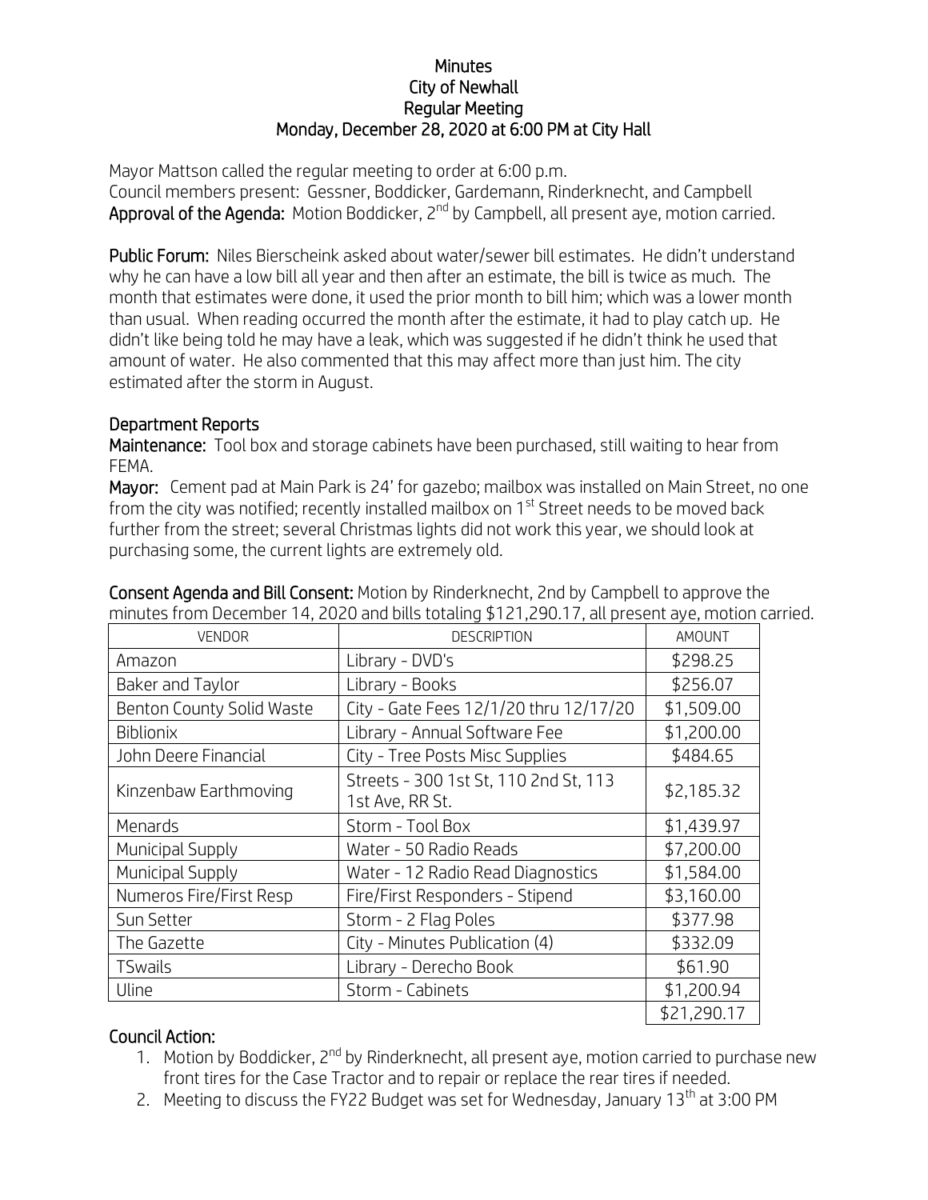# Minutes
## City of Newhall
## Regular Meeting
## Monday, December 28, 2020 at 6:00 PM at City Hall

Mayor Mattson called the regular meeting to order at 6:00 p.m.
Council members present: Gessner, Boddicker, Gardemann, Rinderknecht, and Campbell
**Approval of the Agenda:** Motion Boddicker, 2nd by Campbell, all present aye, motion carried.

**Public Forum:** Niles Bierscheink asked about water/sewer bill estimates. He didn't understand why he can have a low bill all year and then after an estimate, the bill is twice as much. The month that estimates were done, it used the prior month to bill him; which was a lower month than usual. When reading occurred the month after the estimate, it had to play catch up. He didn't like being told he may have a leak, which was suggested if he didn't think he used that amount of water. He also commented that this may affect more than just him. The city estimated after the storm in August.

### Department Reports

**Maintenance:** Tool box and storage cabinets have been purchased, still waiting to hear from FEMA.

**Mayor:** Cement pad at Main Park is 24' for gazebo; mailbox was installed on Main Street, no one from the city was notified; recently installed mailbox on 1st Street needs to be moved back further from the street; several Christmas lights did not work this year, we should look at purchasing some, the current lights are extremely old.

**Consent Agenda and Bill Consent:** Motion by Rinderknecht, 2nd by Campbell to approve the minutes from December 14, 2020 and bills totaling $121,290.17, all present aye, motion carried.

| VENDOR | DESCRIPTION | AMOUNT |
|---|---|---|
| Amazon | Library - DVD's | $298.25 |
| Baker and Taylor | Library - Books | $256.07 |
| Benton County Solid Waste | City - Gate Fees 12/1/20 thru 12/17/20 | $1,509.00 |
| Biblionix | Library - Annual Software Fee | $1,200.00 |
| John Deere Financial | City - Tree Posts Misc Supplies | $484.65 |
| Kinzenbaw Earthmoving | Streets - 300 1st St, 110 2nd St, 113 1st Ave, RR St. | $2,185.32 |
| Menards | Storm - Tool Box | $1,439.97 |
| Municipal Supply | Water - 50 Radio Reads | $7,200.00 |
| Municipal Supply | Water - 12 Radio Read Diagnostics | $1,584.00 |
| Numeros Fire/First Resp | Fire/First Responders - Stipend | $3,160.00 |
| Sun Setter | Storm - 2 Flag Poles | $377.98 |
| The Gazette | City - Minutes Publication (4) | $332.09 |
| TSwails | Library - Derecho Book | $61.90 |
| Uline | Storm - Cabinets | $1,200.94 |
| | | $21,290.17 |

### Council Action:

1. Motion by Boddicker, 2nd by Rinderknecht, all present aye, motion carried to purchase new front tires for the Case Tractor and to repair or replace the rear tires if needed.
2. Meeting to discuss the FY22 Budget was set for Wednesday, January 13th at 3:00 PM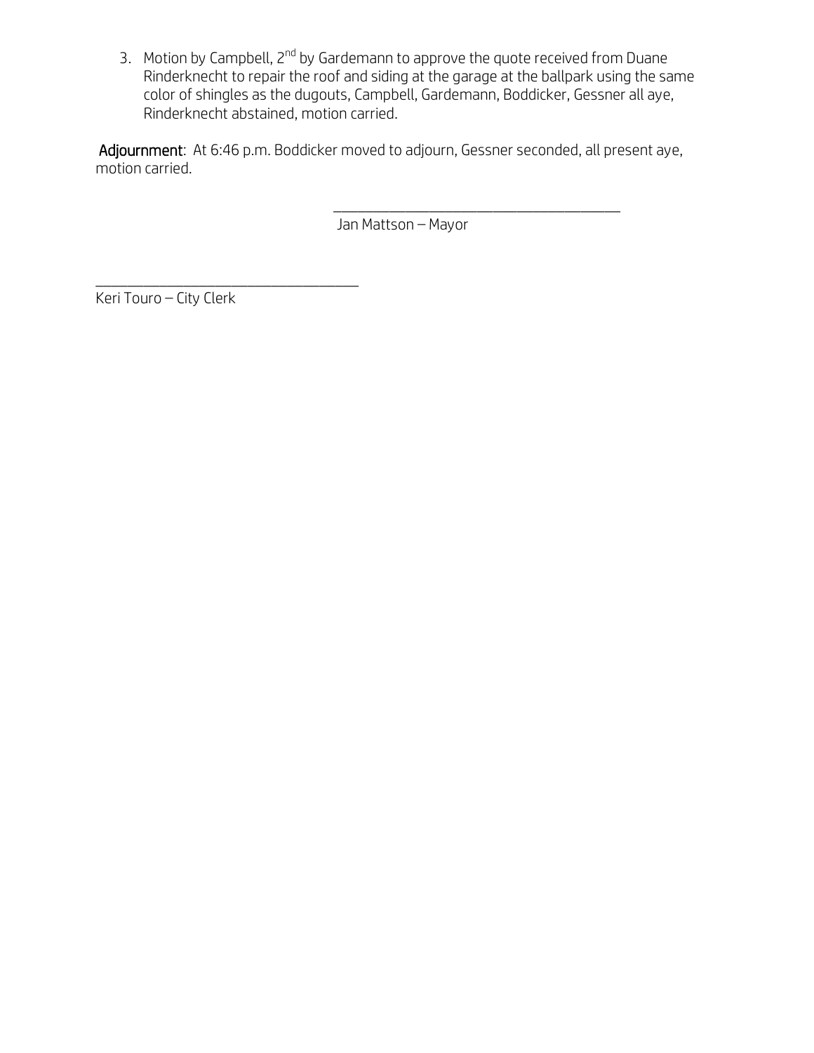3. Motion by Campbell, 2nd by Gardemann to approve the quote received from Duane Rinderknecht to repair the roof and siding at the garage at the ballpark using the same color of shingles as the dugouts, Campbell, Gardemann, Boddicker, Gessner all aye, Rinderknecht abstained, motion carried.

**Adjournment**: At 6:46 p.m. Boddicker moved to adjourn, Gessner seconded, all present aye, motion carried.

\_\_\_\_\_\_\_\_\_\_\_\_\_\_\_\_\_\_\_\_\_\_\_\_\_\_\_\_\_\_\_\_\_\_\_\_\_\_\_\_

Jan Mattson – Mayor

\_\_\_\_\_\_\_\_\_\_\_\_\_\_\_\_\_\_\_\_\_\_\_\_\_\_\_\_\_\_\_\_\_\_\_\_\_\_\_\_

Keri Touro – City Clerk